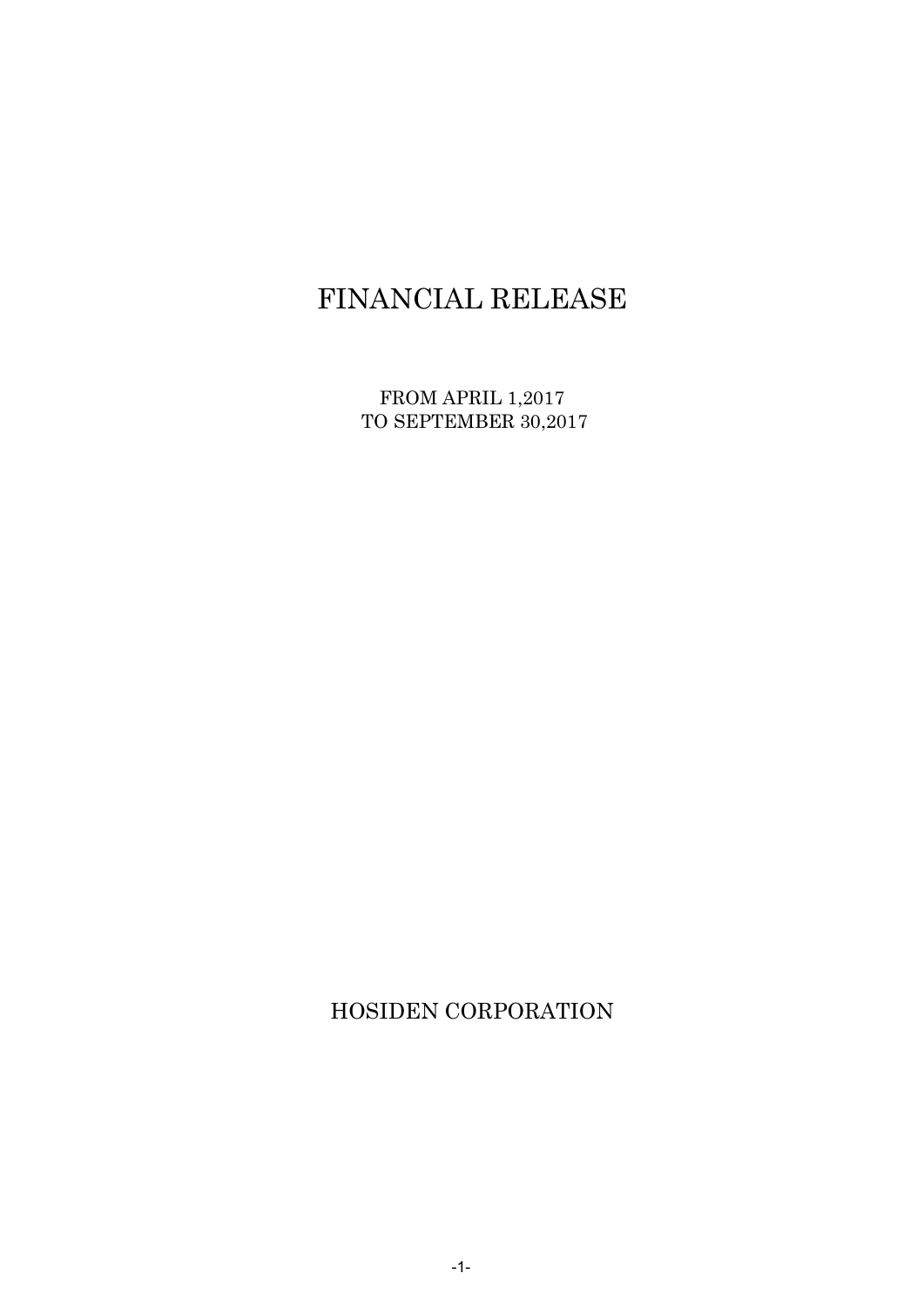# FINANCIAL RELEASE

FROM APRIL 1,2017
TO SEPTEMBER 30,2017

HOSIDEN CORPORATION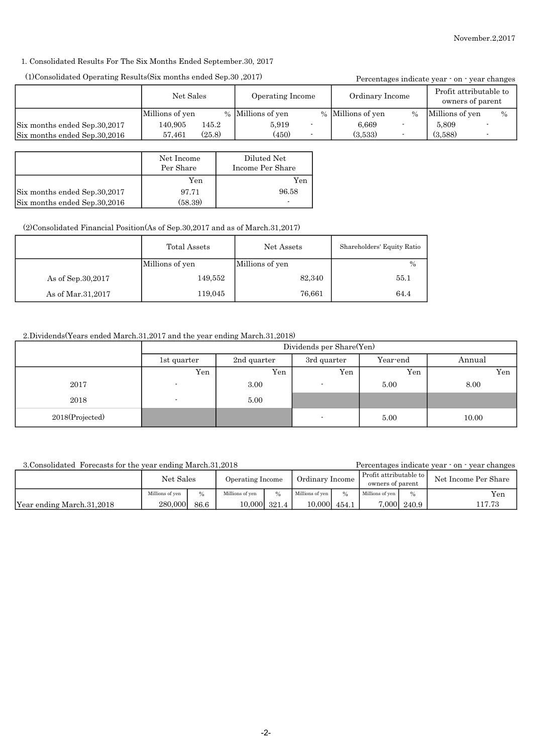November.2,2017

1. Consolidated Results For The Six Months Ended September.30, 2017

(1)Consolidated Operating Results(Six months ended Sep.30 ,2017)

Percentages indicate year - on - year changes

| | Net Sales | | Operating Income | | Ordinary Income | | Profit attributable to owners of parent | |
|---|---|---|---|---|---|---|---|---|
| | Millions of yen | % | Millions of yen | % | Millions of yen | % | Millions of yen | % |
| Six months ended Sep.30,2017 | 140,905 | 145.2 | 5,919 | - | 6,669 | - | 5,809 | - |
| Six months ended Sep.30,2016 | 57,461 | (25.8) | (450) | - | (3,533) | - | (3,588) | - |

| | Net Income Per Share | Diluted Net Income Per Share |
|---|---|---|
| | Yen | Yen |
| Six months ended Sep.30,2017 | 97.71 | 96.58 |
| Six months ended Sep.30,2016 | (58.39) | - |

(2)Consolidated Financial Position(As of Sep.30,2017 and as of March.31,2017)

| | Total Assets | Net Assets | Shareholders' Equity Ratio |
|---|---|---|---|
| | Millions of yen | Millions of yen | % |
| As of Sep.30,2017 | 149,552 | 82,340 | 55.1 |
| As of Mar.31,2017 | 119,045 | 76,661 | 64.4 |

2.Dividends(Years ended March.31,2017 and the year ending March.31,2018)

| | Dividends per Share(Yen) | | | | |
|---|---|---|---|---|---|
| | 1st quarter | 2nd quarter | 3rd quarter | Year-end | Annual |
| | Yen | Yen | Yen | Yen | Yen |
| 2017 | - | 3.00 | - | 5.00 | 8.00 |
| 2018 | - | 5.00 | | | |
| 2018(Projected) | | | - | 5.00 | 10.00 |

3.Consolidated Forecasts for the year ending March.31,2018

Percentages indicate year - on - year changes

| | Net Sales | | Operating Income | | Ordinary Income | | Profit attributable to owners of parent | | Net Income Per Share |
|---|---|---|---|---|---|---|---|---|---|
| | Millions of yen | % | Millions of yen | % | Millions of yen | % | Millions of yen | % | Yen |
| Year ending March.31,2018 | 280,000 | 86.6 | 10,000 | 321.4 | 10,000 | 454.1 | 7,000 | 240.9 | 117.73 |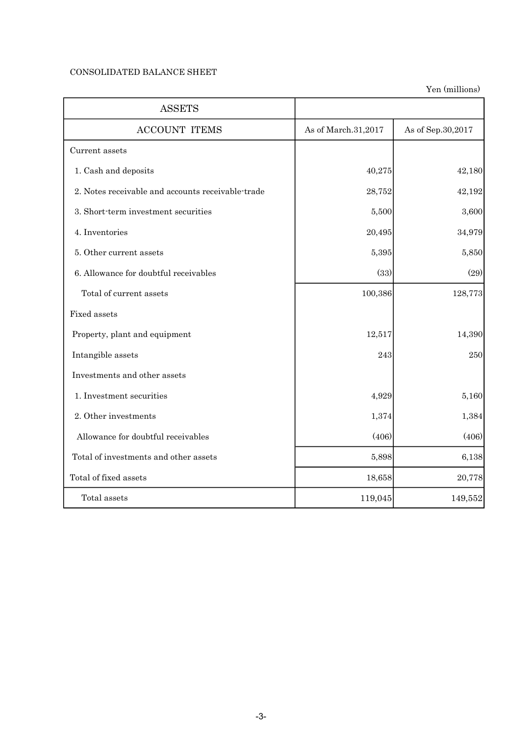CONSOLIDATED BALANCE SHEET

Yen (millions)

| ASSETS | | |
|---|---|---|
| ACCOUNT ITEMS | As of March.31,2017 | As of Sep.30,2017 |
| Current assets | | |
| 1. Cash and deposits | 40,275 | 42,180 |
| 2. Notes receivable and accounts receivable-trade | 28,752 | 42,192 |
| 3. Short-term investment securities | 5,500 | 3,600 |
| 4. Inventories | 20,495 | 34,979 |
| 5. Other current assets | 5,395 | 5,850 |
| 6. Allowance for doubtful receivables | (33) | (29) |
| Total of current assets | 100,386 | 128,773 |
| Fixed assets | | |
| Property, plant and equipment | 12,517 | 14,390 |
| Intangible assets | 243 | 250 |
| Investments and other assets | | |
| 1. Investment securities | 4,929 | 5,160 |
| 2. Other investments | 1,374 | 1,384 |
| Allowance for doubtful receivables | (406) | (406) |
| Total of investments and other assets | 5,898 | 6,138 |
| Total of fixed assets | 18,658 | 20,778 |
| Total assets | 119,045 | 149,552 |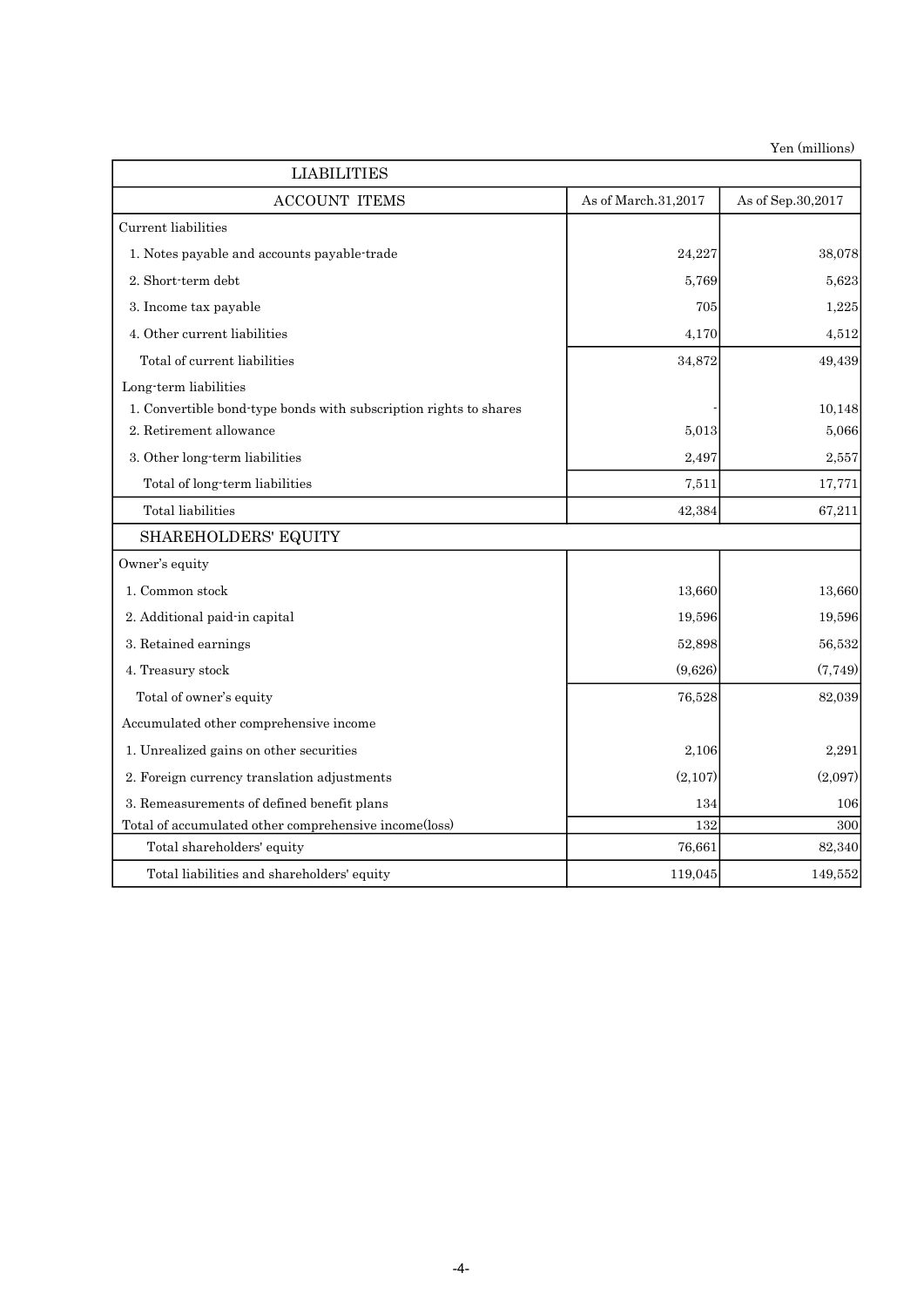Yen (millions)

| LIABILITIES | | |
|---|---|---|
| ACCOUNT ITEMS | As of March.31,2017 | As of Sep.30,2017 |
| Current liabilities | | |
| 1. Notes payable and accounts payable-trade | 24,227 | 38,078 |
| 2. Short-term debt | 5,769 | 5,623 |
| 3. Income tax payable | 705 | 1,225 |
| 4. Other current liabilities | 4,170 | 4,512 |
| Total of current liabilities | 34,872 | 49,439 |
| Long-term liabilities | | |
| 1. Convertible bond-type bonds with subscription rights to shares | - | 10,148 |
| 2. Retirement allowance | 5,013 | 5,066 |
| 3. Other long-term liabilities | 2,497 | 2,557 |
| Total of long-term liabilities | 7,511 | 17,771 |
| Total liabilities | 42,384 | 67,211 |
| SHAREHOLDERS' EQUITY | | |
| Owner's equity | | |
| 1. Common stock | 13,660 | 13,660 |
| 2. Additional paid-in capital | 19,596 | 19,596 |
| 3. Retained earnings | 52,898 | 56,532 |
| 4. Treasury stock | (9,626) | (7,749) |
| Total of owner's equity | 76,528 | 82,039 |
| Accumulated other comprehensive income | | |
| 1. Unrealized gains on other securities | 2,106 | 2,291 |
| 2. Foreign currency translation adjustments | (2,107) | (2,097) |
| 3. Remeasurements of defined benefit plans | 134 | 106 |
| Total of accumulated other comprehensive income(loss) | 132 | 300 |
| Total shareholders' equity | 76,661 | 82,340 |
| Total liabilities and shareholders' equity | 119,045 | 149,552 |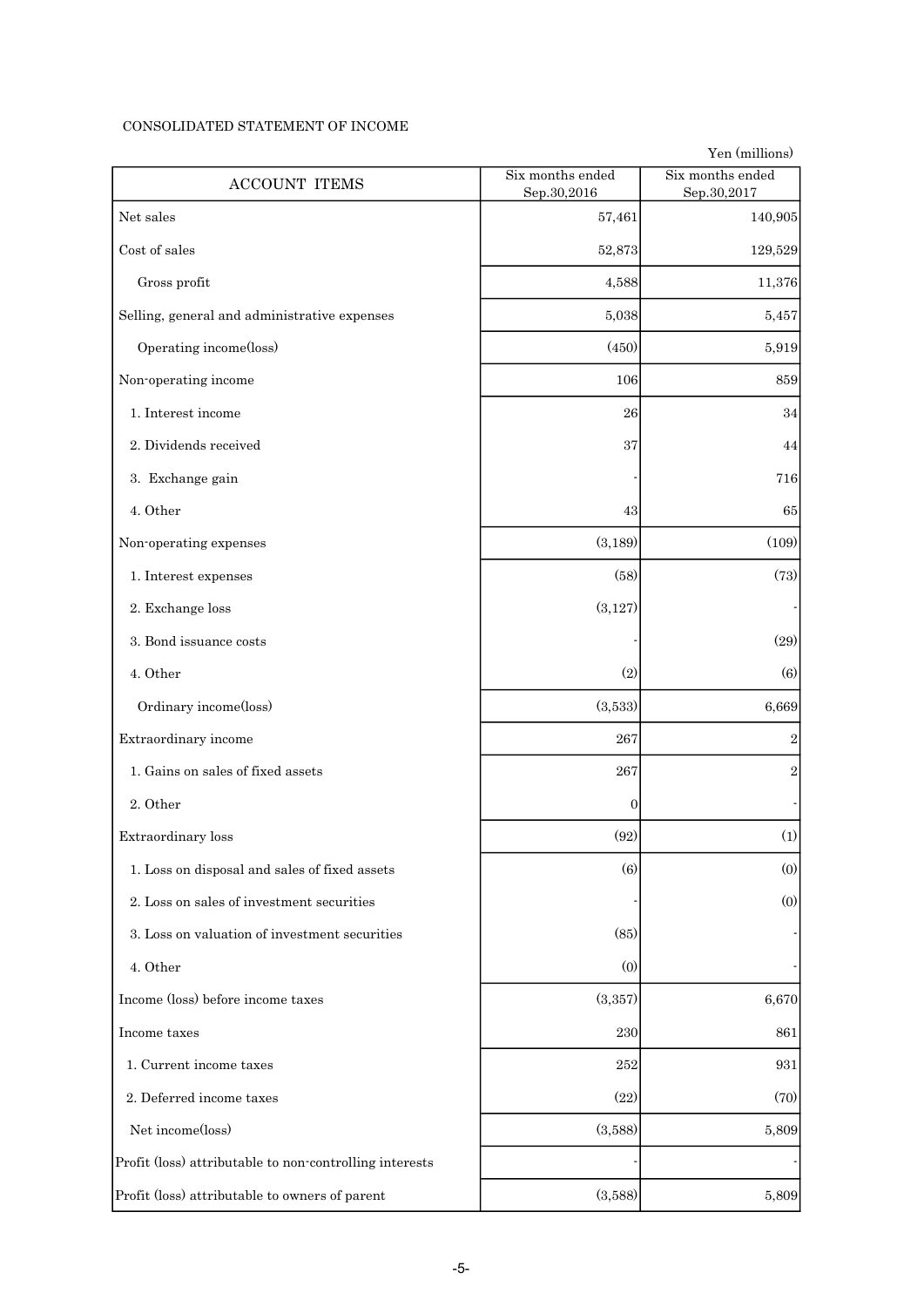CONSOLIDATED STATEMENT OF INCOME

Yen (millions)

| ACCOUNT ITEMS | Six months ended Sep.30,2016 | Six months ended Sep.30,2017 |
|---|---|---|
| Net sales | 57,461 | 140,905 |
| Cost of sales | 52,873 | 129,529 |
| Gross profit | 4,588 | 11,376 |
| Selling, general and administrative expenses | 5,038 | 5,457 |
| Operating income(loss) | (450) | 5,919 |
| Non-operating income | 106 | 859 |
| 1. Interest income | 26 | 34 |
| 2. Dividends received | 37 | 44 |
| 3. Exchange gain | - | 716 |
| 4. Other | 43 | 65 |
| Non-operating expenses | (3,189) | (109) |
| 1. Interest expenses | (58) | (73) |
| 2. Exchange loss | (3,127) | - |
| 3. Bond issuance costs | - | (29) |
| 4. Other | (2) | (6) |
| Ordinary income(loss) | (3,533) | 6,669 |
| Extraordinary income | 267 | 2 |
| 1. Gains on sales of fixed assets | 267 | 2 |
| 2. Other | 0 | - |
| Extraordinary loss | (92) | (1) |
| 1. Loss on disposal and sales of fixed assets | (6) | (0) |
| 2. Loss on sales of investment securities | - | (0) |
| 3. Loss on valuation of investment securities | (85) | - |
| 4. Other | (0) | - |
| Income (loss) before income taxes | (3,357) | 6,670 |
| Income taxes | 230 | 861 |
| 1. Current income taxes | 252 | 931 |
| 2. Deferred income taxes | (22) | (70) |
| Net income(loss) | (3,588) | 5,809 |
| Profit (loss) attributable to non-controlling interests | - | - |
| Profit (loss) attributable to owners of parent | (3,588) | 5,809 |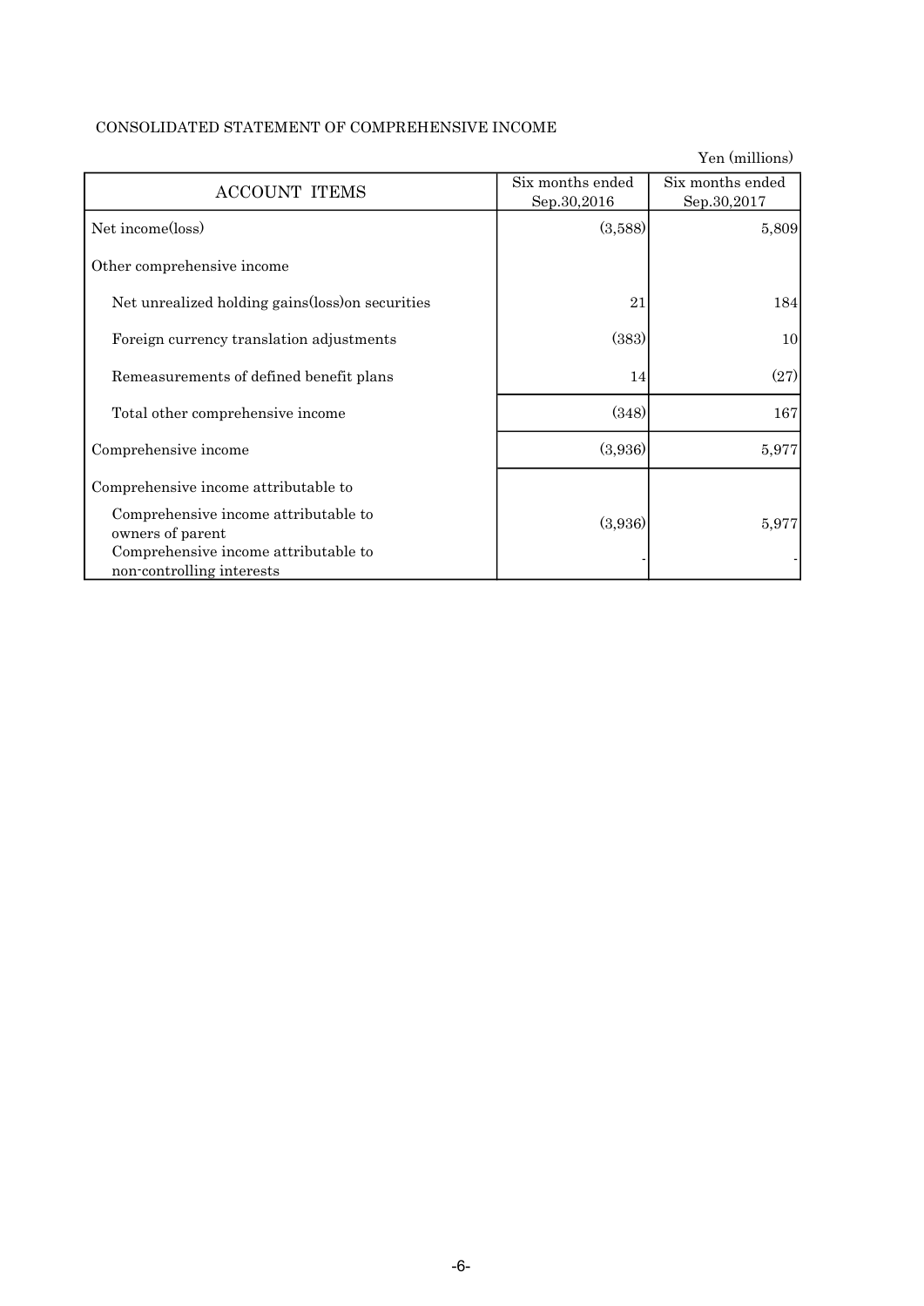CONSOLIDATED STATEMENT OF COMPREHENSIVE INCOME

Yen (millions)

| ACCOUNT ITEMS | Six months ended Sep.30,2016 | Six months ended Sep.30,2017 |
|---|---|---|
| Net income(loss) | (3,588) | 5,809 |
| Other comprehensive income | | |
| Net unrealized holding gains(loss)on securities | 21 | 184 |
| Foreign currency translation adjustments | (383) | 10 |
| Remeasurements of defined benefit plans | 14 | (27) |
| Total other comprehensive income | (348) | 167 |
| Comprehensive income | (3,936) | 5,977 |
| Comprehensive income attributable to | | |
| Comprehensive income attributable to owners of parent | (3,936) | 5,977 |
| Comprehensive income attributable to non-controlling interests | - | - |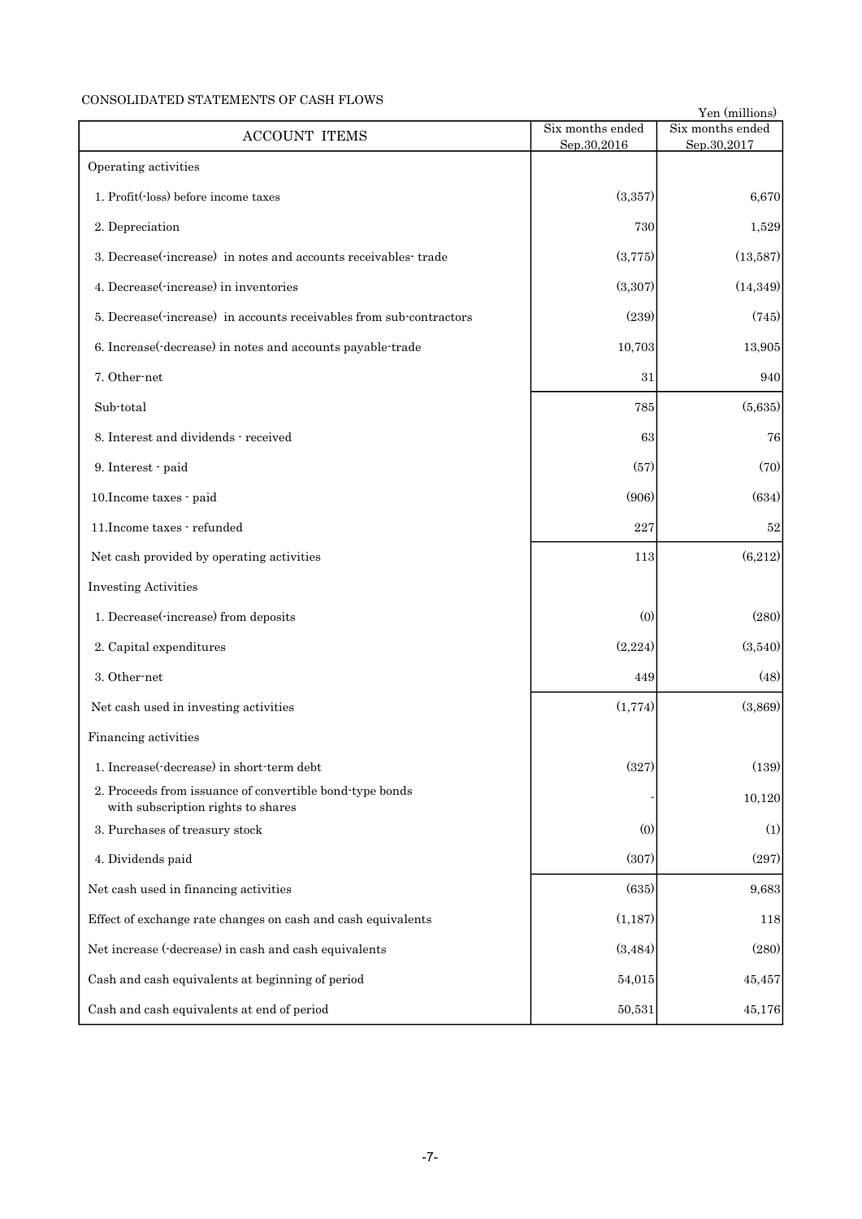CONSOLIDATED STATEMENTS OF CASH FLOWS

Yen (millions)

| ACCOUNT ITEMS | Six months ended Sep.30,2016 | Six months ended Sep.30,2017 |
|---|---|---|
| Operating activities | | |
| 1. Profit(-loss) before income taxes | (3,357) | 6,670 |
| 2. Depreciation | 730 | 1,529 |
| 3. Decrease(-increase) in notes and accounts receivables- trade | (3,775) | (13,587) |
| 4. Decrease(-increase) in inventories | (3,307) | (14,349) |
| 5. Decrease(-increase) in accounts receivables from sub-contractors | (239) | (745) |
| 6. Increase(-decrease) in notes and accounts payable-trade | 10,703 | 13,905 |
| 7. Other-net | 31 | 940 |
| Sub-total | 785 | (5,635) |
| 8. Interest and dividends - received | 63 | 76 |
| 9. Interest - paid | (57) | (70) |
| 10.Income taxes - paid | (906) | (634) |
| 11.Income taxes - refunded | 227 | 52 |
| Net cash provided by operating activities | 113 | (6,212) |
| Investing Activities | | |
| 1. Decrease(-increase) from deposits | (0) | (280) |
| 2. Capital expenditures | (2,224) | (3,540) |
| 3. Other-net | 449 | (48) |
| Net cash used in investing activities | (1,774) | (3,869) |
| Financing activities | | |
| 1. Increase(-decrease) in short-term debt | (327) | (139) |
| 2. Proceeds from issuance of convertible bond-type bonds with subscription rights to shares | - | 10,120 |
| 3. Purchases of treasury stock | (0) | (1) |
| 4. Dividends paid | (307) | (297) |
| Net cash used in financing activities | (635) | 9,683 |
| Effect of exchange rate changes on cash and cash equivalents | (1,187) | 118 |
| Net increase (-decrease) in cash and cash equivalents | (3,484) | (280) |
| Cash and cash equivalents at beginning of period | 54,015 | 45,457 |
| Cash and cash equivalents at end of period | 50,531 | 45,176 |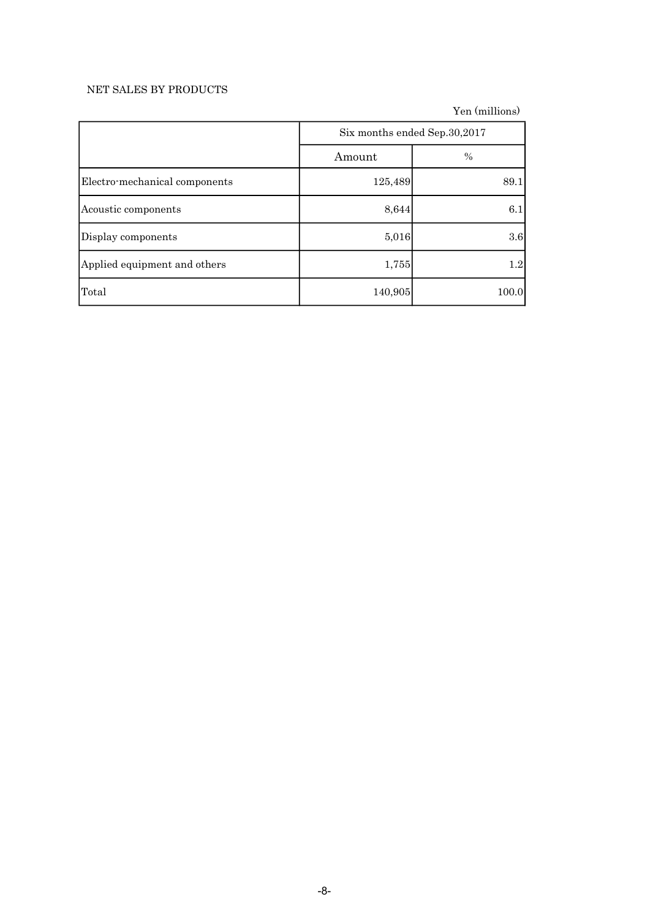NET SALES BY PRODUCTS

Yen (millions)

| | Six months ended Sep.30,2017 | |
|---|---|---|
| | Amount | % |
| Electro-mechanical components | 125,489 | 89.1 |
| Acoustic components | 8,644 | 6.1 |
| Display components | 5,016 | 3.6 |
| Applied equipment and others | 1,755 | 1.2 |
| Total | 140,905 | 100.0 |